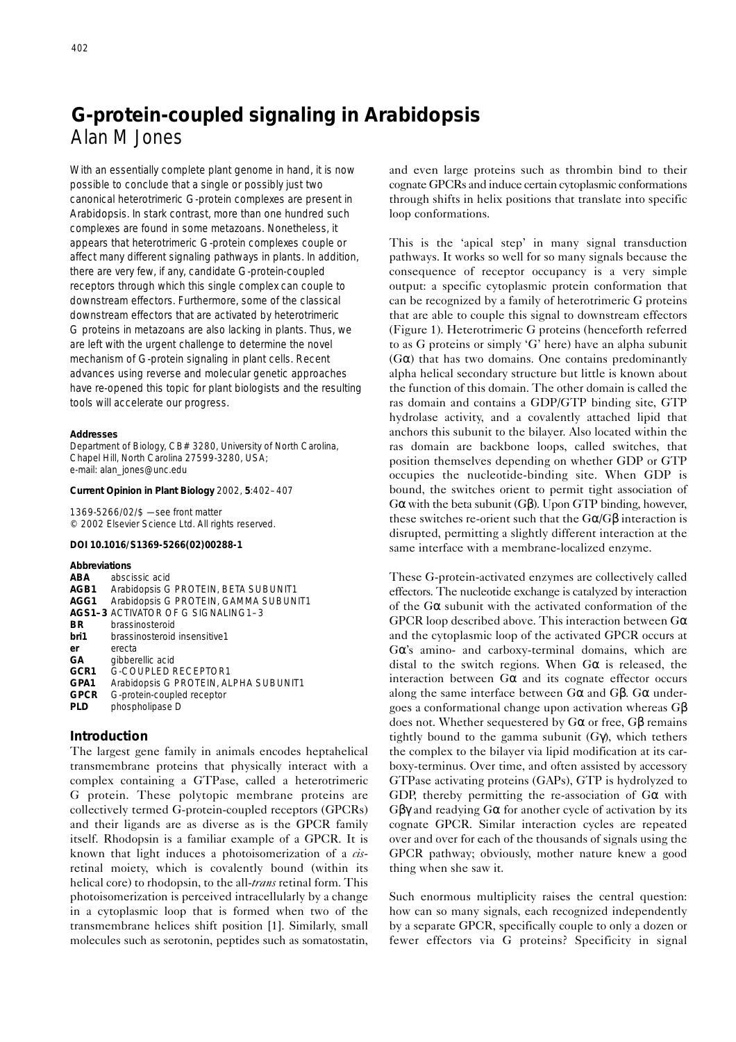# G-protein-coupled signaling in Arabidopsis

Alan M Jones

With an essentially complete plant genome in hand, it is now possible to conclude that a single or possibly just two canonical heterotrimeric G-protein complexes are present in Arabidopsis. In stark contrast, more than one hundred such complexes are found in some metazoans. Nonetheless, it appears that heterotrimeric G-protein complexes couple or affect many different signaling pathways in plants. In addition, there are very few, if any, candidate G-protein-coupled receptors through which this single complex can couple to downstream effectors. Furthermore, some of the classical downstream effectors that are activated by heterotrimeric G proteins in metazoans are also lacking in plants. Thus, we are left with the urgent challenge to determine the novel mechanism of G-protein signaling in plant cells. Recent advances using reverse and molecular genetic approaches have re-opened this topic for plant biologists and the resulting tools will accelerate our progress.

**Addresses**

Department of Biology, CB# 3280, University of North Carolina, Chapel Hill, North Carolina 27599-3280, USA;
e-mail: alan_jones@unc.edu

**Current Opinion in Plant Biology** 2002, **5**:402–407

1369-5266/02/$ — see front matter
© 2002 Elsevier Science Ltd. All rights reserved.

**DOI 10.1016/S1369-5266(02)00288-1**

**Abbreviations**

| | |
|---|---|
| **ABA** | abscissic acid |
| **AGB1** | Arabidopsis G PROTEIN, BETA SUBUNIT1 |
| **AGG1** | Arabidopsis G PROTEIN, GAMMA SUBUNIT1 |
| **AGS1–3** | ACTIVATOR OF G SIGNALING1–3 |
| **BR** | brassinosteroid |
| **bri1** | brassinosteroid insensitive1 |
| **er** | erecta |
| **GA** | gibberellic acid |
| **GCR1** | G-COUPLED RECEPTOR1 |
| **GPA1** | Arabidopsis G PROTEIN, ALPHA SUBUNIT1 |
| **GPCR** | G-protein-coupled receptor |
| **PLD** | phospholipase D |

## Introduction

The largest gene family in animals encodes heptahelical transmembrane proteins that physically interact with a complex containing a GTPase, called a heterotrimeric G protein. These polytopic membrane proteins are collectively termed G-protein-coupled receptors (GPCRs) and their ligands are as diverse as is the GPCR family itself. Rhodopsin is a familiar example of a GPCR. It is known that light induces a photoisomerization of a *cis*-retinal moiety, which is covalently bound (within its helical core) to rhodopsin, to the all-*trans* retinal form. This photoisomerization is perceived intracellularly by a change in a cytoplasmic loop that is formed when two of the transmembrane helices shift position [1]. Similarly, small molecules such as serotonin, peptides such as somatostatin, and even large proteins such as thrombin bind to their cognate GPCRs and induce certain cytoplasmic conformations through shifts in helix positions that translate into specific loop conformations.

This is the 'apical step' in many signal transduction pathways. It works so well for so many signals because the consequence of receptor occupancy is a very simple output: a specific cytoplasmic protein conformation that can be recognized by a family of heterotrimeric G proteins that are able to couple this signal to downstream effectors (Figure 1). Heterotrimeric G proteins (henceforth referred to as G proteins or simply 'G' here) have an alpha subunit (Gα) that has two domains. One contains predominantly alpha helical secondary structure but little is known about the function of this domain. The other domain is called the ras domain and contains a GDP/GTP binding site, GTP hydrolase activity, and a covalently attached lipid that anchors this subunit to the bilayer. Also located within the ras domain are backbone loops, called switches, that position themselves depending on whether GDP or GTP occupies the nucleotide-binding site. When GDP is bound, the switches orient to permit tight association of Gα with the beta subunit (Gβ). Upon GTP binding, however, these switches re-orient such that the Gα/Gβ interaction is disrupted, permitting a slightly different interaction at the same interface with a membrane-localized enzyme.

These G-protein-activated enzymes are collectively called effectors. The nucleotide exchange is catalyzed by interaction of the Gα subunit with the activated conformation of the GPCR loop described above. This interaction between Gα and the cytoplasmic loop of the activated GPCR occurs at Gα's amino- and carboxy-terminal domains, which are distal to the switch regions. When Gα is released, the interaction between Gα and its cognate effector occurs along the same interface between Gα and Gβ. Gα undergoes a conformational change upon activation whereas Gβ does not. Whether sequestered by Gα or free, Gβ remains tightly bound to the gamma subunit (Gγ), which tethers the complex to the bilayer via lipid modification at its carboxy-terminus. Over time, and often assisted by accessory GTPase activating proteins (GAPs), GTP is hydrolyzed to GDP, thereby permitting the re-association of Gα with Gβγ and readying Gα for another cycle of activation by its cognate GPCR. Similar interaction cycles are repeated over and over for each of the thousands of signals using the GPCR pathway; obviously, mother nature knew a good thing when she saw it.

Such enormous multiplicity raises the central question: how can so many signals, each recognized independently by a separate GPCR, specifically couple to only a dozen or fewer effectors via G proteins? Specificity in signal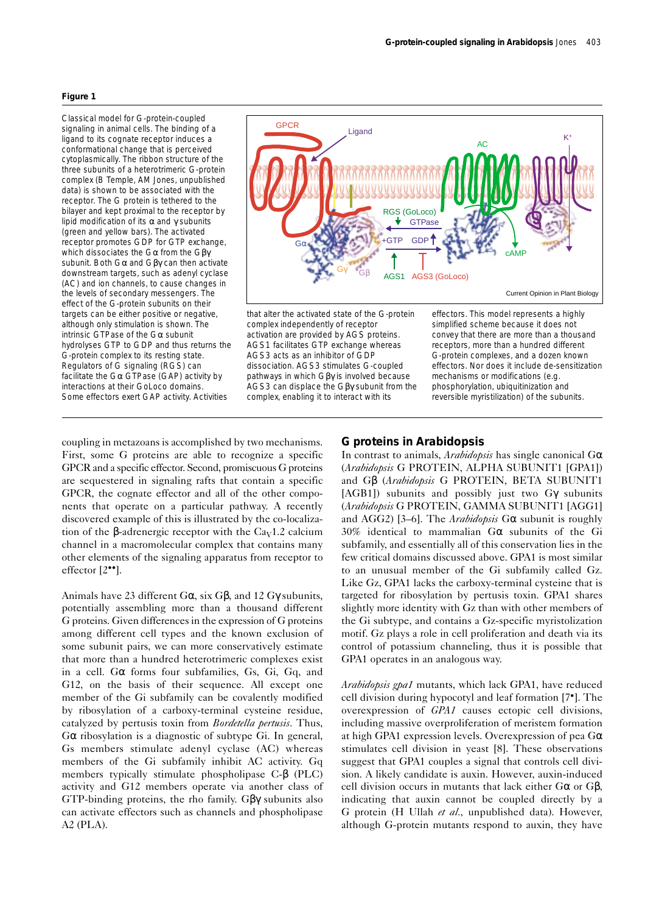**Figure 1**

Classical model for G-protein-coupled signaling in animal cells. The binding of a ligand to its cognate receptor induces a conformational change that is perceived cytoplasmically. The ribbon structure of the three subunits of a heterotrimeric G-protein complex (B Temple, AM Jones, unpublished data) is shown to be associated with the receptor. The G protein is tethered to the bilayer and kept proximal to the receptor by lipid modification of its α and γ subunits (green and yellow bars). The activated receptor promotes GDP for GTP exchange, which dissociates the Gα from the Gβγ subunit. Both Gα and Gβγ can then activate downstream targets, such as adenyl cyclase (AC) and ion channels, to cause changes in the levels of secondary messengers. The effect of the G-protein subunits on their targets can be either positive or negative, although only stimulation is shown. The intrinsic GTPase of the Gα subunit hydrolyses GTP to GDP and thus returns the G-protein complex to its resting state. Regulators of G signaling (RGS) can facilitate the Gα GTPase (GAP) activity by interactions at their GoLoco domains. Some effectors exert GAP activity. Activities that alter the activated state of the G-protein complex independently of receptor activation are provided by AGS proteins. AGS1 facilitates GTP exchange whereas AGS3 acts as an inhibitor of GDP dissociation. AGS3 stimulates G-coupled pathways in which Gβγ is involved because AGS3 can displace the Gβγ subunit from the complex, enabling it to interact with its effectors. This model represents a highly simplified scheme because it does not convey that there are more than a thousand receptors, more than a hundred different G-protein complexes, and a dozen known effectors. Nor does it include de-sensitization mechanisms or modifications (e.g. phosphorylation, ubiquitination and reversible myristilization) of the subunits.

coupling in metazoans is accomplished by two mechanisms. First, some G proteins are able to recognize a specific GPCR and a specific effector. Second, promiscuous G proteins are sequestered in signaling rafts that contain a specific GPCR, the cognate effector and all of the other components that operate on a particular pathway. A recently discovered example of this is illustrated by the co-localization of the β-adrenergic receptor with the $Ca_V1.2$ calcium channel in a macromolecular complex that contains many other elements of the signaling apparatus from receptor to effector [2••].

Animals have 23 different Gα, six Gβ, and 12 Gγ subunits, potentially assembling more than a thousand different G proteins. Given differences in the expression of G proteins among different cell types and the known exclusion of some subunit pairs, we can more conservatively estimate that more than a hundred heterotrimeric complexes exist in a cell. Gα forms four subfamilies, Gs, Gi, Gq, and G12, on the basis of their sequence. All except one member of the Gi subfamily can be covalently modified by ribosylation of a carboxy-terminal cysteine residue, catalyzed by pertusis toxin from *Bordetella pertusis*. Thus, Gα ribosylation is a diagnostic of subtype Gi. In general, Gs members stimulate adenyl cyclase (AC) whereas members of the Gi subfamily inhibit AC activity. Gq members typically stimulate phospholipase C-β (PLC) activity and G12 members operate via another class of GTP-binding proteins, the rho family. Gβγ subunits also can activate effectors such as channels and phospholipase A2 (PLA).

## G proteins in Arabidopsis

In contrast to animals, *Arabidopsis* has single canonical Gα (*Arabidopsis* G PROTEIN, ALPHA SUBUNIT1 [GPA1]) and Gβ (*Arabidopsis* G PROTEIN, BETA SUBUNIT1 [AGB1]) subunits and possibly just two Gγ subunits (*Arabidopsis* G PROTEIN, GAMMA SUBUNIT1 [AGG1] and AGG2) [3–6]. The *Arabidopsis* Gα subunit is roughly 30% identical to mammalian Gα subunits of the Gi subfamily, and essentially all of this conservation lies in the few critical domains discussed above. GPA1 is most similar to an unusual member of the Gi subfamily called Gz. Like Gz, GPA1 lacks the carboxy-terminal cysteine that is targeted for ribosylation by pertusis toxin. GPA1 shares slightly more identity with Gz than with other members of the Gi subtype, and contains a Gz-specific myristolization motif. Gz plays a role in cell proliferation and death via its control of potassium channeling, thus it is possible that GPA1 operates in an analogous way.

*Arabidopsis gpa1* mutants, which lack GPA1, have reduced cell division during hypocotyl and leaf formation [7•]. The overexpression of *GPA1* causes ectopic cell divisions, including massive overproliferation of meristem formation at high GPA1 expression levels. Overexpression of pea Gα stimulates cell division in yeast [8]. These observations suggest that GPA1 couples a signal that controls cell division. A likely candidate is auxin. However, auxin-induced cell division occurs in mutants that lack either Gα or Gβ, indicating that auxin cannot be coupled directly by a G protein (H Ullah *et al.*, unpublished data). However, although G-protein mutants respond to auxin, they have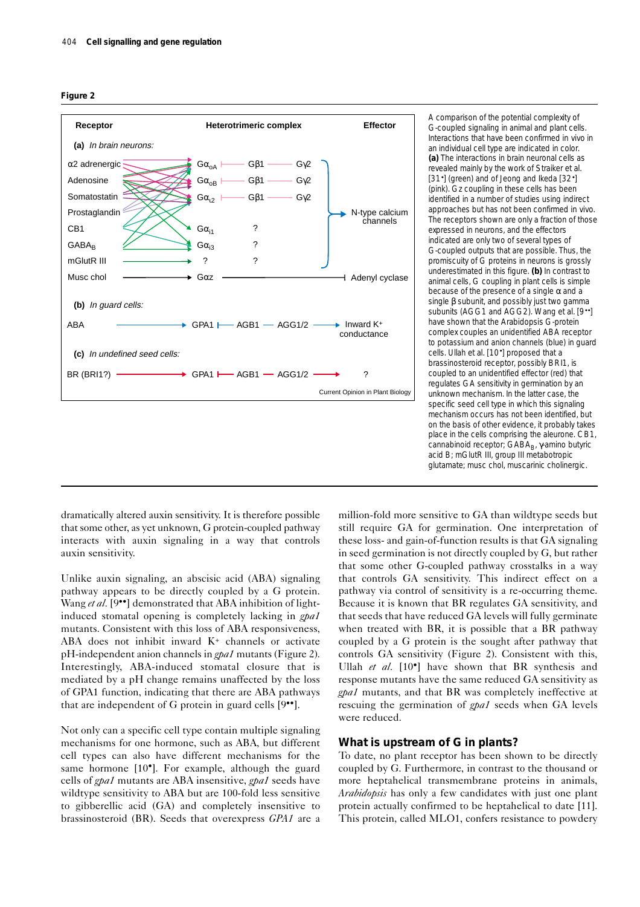**Figure 2**

| Receptor | Heterotrimeric complex | | | Effector |
|---|---|---|---|---|
| **(a)** *In brain neurons:* | | | | |
| α2 adrenergic | $G\alpha_{oA}$ | Gβ1 | Gγ2 | N-type calcium channels |
| Adenosine | $G\alpha_{oB}$ | Gβ1 | Gγ2 | |
| Somatostatin | $G\alpha_{i2}$ | Gβ1 | Gγ2 | |
| Prostaglandin | | | | |
| CB1 | $G\alpha_{i1}$ | ? | | |
| $GABA_B$ | $G\alpha_{i3}$ | ? | | |
| mGlutR III | ? | ? | | |
| Musc chol | Gαz | | | Adenyl cyclase |
| **(b)** *In guard cells:* | | | | |
| ABA | GPA1 | AGB1 | AGG1/2 | Inward $K^+$ conductance |
| **(c)** *In undefined seed cells:* | | | | |
| BR (BRI1?) | GPA1 | AGB1 | AGG1/2 | ? |

Current Opinion in Plant Biology

A comparison of the potential complexity of G-coupled signaling in animal and plant cells. Interactions that have been confirmed in vivo in an individual cell type are indicated in color. **(a)** The interactions in brain neuronal cells as revealed mainly by the work of Straiker et al. [31•] (green) and of Jeong and Ikeda [32•] (pink). Gz coupling in these cells has been identified in a number of studies using indirect approaches but has not been confirmed in vivo. The receptors shown are only a fraction of those expressed in neurons, and the effectors indicated are only two of several types of G-coupled outputs that are possible. Thus, the promiscuity of G proteins in neurons is grossly underestimated in this figure. **(b)** In contrast to animal cells, G coupling in plant cells is simple because of the presence of a single α and a single β subunit, and possibly just two gamma subunits (AGG1 and AGG2). Wang et al. [9••] have shown that the Arabidopsis G-protein complex couples an unidentified ABA receptor to potassium and anion channels (blue) in guard cells. Ullah et al. [10•] proposed that a brassinosteroid receptor, possibly BRI1, is coupled to an unidentified effector (red) that regulates GA sensitivity in germination by an unknown mechanism. In the latter case, the specific seed cell type in which this signaling mechanism occurs has not been identified, but on the basis of other evidence, it probably takes place in the cells comprising the aleurone. CB1, cannabinoid receptor; $GABA_B$, γ-amino butyric acid B; mGlutR III, group III metabotropic glutamate; musc chol, muscarinic cholinergic.

dramatically altered auxin sensitivity. It is therefore possible that some other, as yet unknown, G protein-coupled pathway interacts with auxin signaling in a way that controls auxin sensitivity.

Unlike auxin signaling, an abscisic acid (ABA) signaling pathway appears to be directly coupled by a G protein. Wang *et al.* [9••] demonstrated that ABA inhibition of light-induced stomatal opening is completely lacking in *gpa1* mutants. Consistent with this loss of ABA responsiveness, ABA does not inhibit inward $K^+$ channels or activate pH-independent anion channels in *gpa1* mutants (Figure 2). Interestingly, ABA-induced stomatal closure that is mediated by a pH change remains unaffected by the loss of GPA1 function, indicating that there are ABA pathways that are independent of G protein in guard cells [9••].

Not only can a specific cell type contain multiple signaling mechanisms for one hormone, such as ABA, but different cell types can also have different mechanisms for the same hormone [10•]. For example, although the guard cells of *gpa1* mutants are ABA insensitive, *gpa1* seeds have wildtype sensitivity to ABA but are 100-fold less sensitive to gibberellic acid (GA) and completely insensitive to brassinosteroid (BR). Seeds that overexpress *GPA1* are a million-fold more sensitive to GA than wildtype seeds but still require GA for germination. One interpretation of these loss- and gain-of-function results is that GA signaling in seed germination is not directly coupled by G, but rather that some other G-coupled pathway crosstalks in a way that controls GA sensitivity. This indirect effect on a pathway via control of sensitivity is a re-occurring theme. Because it is known that BR regulates GA sensitivity, and that seeds that have reduced GA levels will fully germinate when treated with BR, it is possible that a BR pathway coupled by a G protein is the sought after pathway that controls GA sensitivity (Figure 2). Consistent with this, Ullah *et al.* [10•] have shown that BR synthesis and response mutants have the same reduced GA sensitivity as *gpa1* mutants, and that BR was completely ineffective at rescuing the germination of *gpa1* seeds when GA levels were reduced.

## What is upstream of G in plants?

To date, no plant receptor has been shown to be directly coupled by G. Furthermore, in contrast to the thousand or more heptahelical transmembrane proteins in animals, *Arabidopsis* has only a few candidates with just one plant protein actually confirmed to be heptahelical to date [11]. This protein, called MLO1, confers resistance to powdery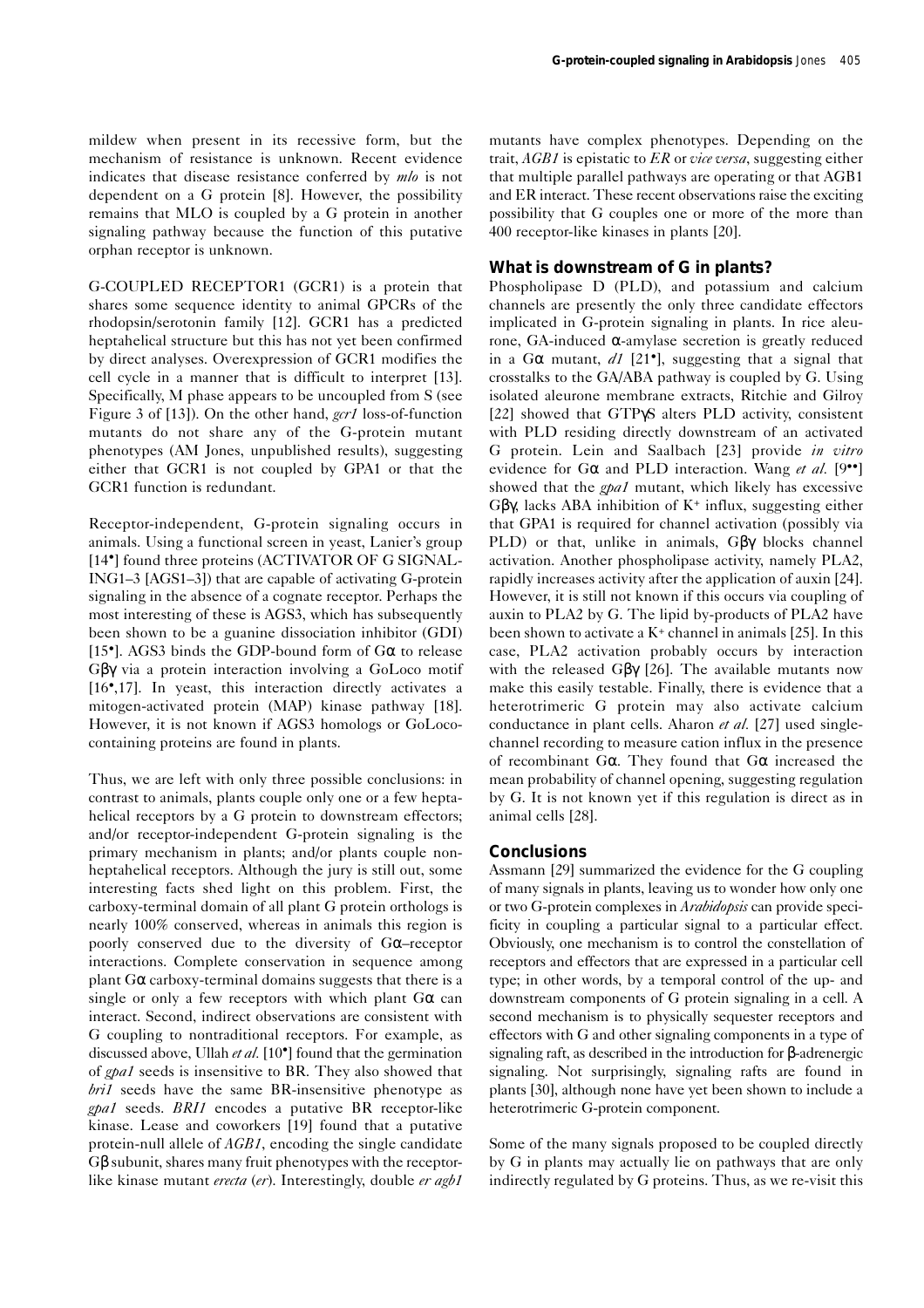mildew when present in its recessive form, but the mechanism of resistance is unknown. Recent evidence indicates that disease resistance conferred by *mlo* is not dependent on a G protein [8]. However, the possibility remains that MLO is coupled by a G protein in another signaling pathway because the function of this putative orphan receptor is unknown.

G-COUPLED RECEPTOR1 (GCR1) is a protein that shares some sequence identity to animal GPCRs of the rhodopsin/serotonin family [12]. GCR1 has a predicted heptahelical structure but this has not yet been confirmed by direct analyses. Overexpression of GCR1 modifies the cell cycle in a manner that is difficult to interpret [13]. Specifically, M phase appears to be uncoupled from S (see Figure 3 of [13]). On the other hand, *gcr1* loss-of-function mutants do not share any of the G-protein mutant phenotypes (AM Jones, unpublished results), suggesting either that GCR1 is not coupled by GPA1 or that the GCR1 function is redundant.

Receptor-independent, G-protein signaling occurs in animals. Using a functional screen in yeast, Lanier's group [14•] found three proteins (ACTIVATOR OF G SIGNALING1–3 [AGS1–3]) that are capable of activating G-protein signaling in the absence of a cognate receptor. Perhaps the most interesting of these is AGS3, which has subsequently been shown to be a guanine dissociation inhibitor (GDI) [15•]. AGS3 binds the GDP-bound form of Gα to release Gβγ via a protein interaction involving a GoLoco motif [16•,17]. In yeast, this interaction directly activates a mitogen-activated protein (MAP) kinase pathway [18]. However, it is not known if AGS3 homologs or GoLoco-containing proteins are found in plants.

Thus, we are left with only three possible conclusions: in contrast to animals, plants couple only one or a few heptahelical receptors by a G protein to downstream effectors; and/or receptor-independent G-protein signaling is the primary mechanism in plants; and/or plants couple non-heptahelical receptors. Although the jury is still out, some interesting facts shed light on this problem. First, the carboxy-terminal domain of all plant G protein orthologs is nearly 100% conserved, whereas in animals this region is poorly conserved due to the diversity of Gα–receptor interactions. Complete conservation in sequence among plant Gα carboxy-terminal domains suggests that there is a single or only a few receptors with which plant Gα can interact. Second, indirect observations are consistent with G coupling to nontraditional receptors. For example, as discussed above, Ullah *et al.* [10•] found that the germination of *gpa1* seeds is insensitive to BR. They also showed that *bri1* seeds have the same BR-insensitive phenotype as *gpa1* seeds. *BRI1* encodes a putative BR receptor-like kinase. Lease and coworkers [19] found that a putative protein-null allele of *AGB1*, encoding the single candidate Gβ subunit, shares many fruit phenotypes with the receptor-like kinase mutant *erecta* (*er*). Interestingly, double *er agb1* mutants have complex phenotypes. Depending on the trait, *AGB1* is epistatic to *ER* or *vice versa*, suggesting either that multiple parallel pathways are operating or that AGB1 and ER interact. These recent observations raise the exciting possibility that G couples one or more of the more than 400 receptor-like kinases in plants [20].

## What is downstream of G in plants?

Phospholipase D (PLD), and potassium and calcium channels are presently the only three candidate effectors implicated in G-protein signaling in plants. In rice aleurone, GA-induced α-amylase secretion is greatly reduced in a Gα mutant, *d1* [21•], suggesting that a signal that crosstalks to the GA/ABA pathway is coupled by G. Using isolated aleurone membrane extracts, Ritchie and Gilroy [22] showed that GTPγS alters PLD activity, consistent with PLD residing directly downstream of an activated G protein. Lein and Saalbach [23] provide *in vitro* evidence for Gα and PLD interaction. Wang *et al.* [9••] showed that the *gpa1* mutant, which likely has excessive Gβγ, lacks ABA inhibition of $K^+$ influx, suggesting either that GPA1 is required for channel activation (possibly via PLD) or that, unlike in animals, Gβγ blocks channel activation. Another phospholipase activity, namely PLA2, rapidly increases activity after the application of auxin [24]. However, it is still not known if this occurs via coupling of auxin to PLA2 by G. The lipid by-products of PLA2 have been shown to activate a $K^+$ channel in animals [25]. In this case, PLA2 activation probably occurs by interaction with the released Gβγ [26]. The available mutants now make this easily testable. Finally, there is evidence that a heterotrimeric G protein may also activate calcium conductance in plant cells. Aharon *et al.* [27] used single-channel recording to measure cation influx in the presence of recombinant Gα. They found that Gα increased the mean probability of channel opening, suggesting regulation by G. It is not known yet if this regulation is direct as in animal cells [28].

## Conclusions

Assmann [29] summarized the evidence for the G coupling of many signals in plants, leaving us to wonder how only one or two G-protein complexes in *Arabidopsis* can provide specificity in coupling a particular signal to a particular effect. Obviously, one mechanism is to control the constellation of receptors and effectors that are expressed in a particular cell type; in other words, by a temporal control of the up- and downstream components of G protein signaling in a cell. A second mechanism is to physically sequester receptors and effectors with G and other signaling components in a type of signaling raft, as described in the introduction for β-adrenergic signaling. Not surprisingly, signaling rafts are found in plants [30], although none have yet been shown to include a heterotrimeric G-protein component.

Some of the many signals proposed to be coupled directly by G in plants may actually lie on pathways that are only indirectly regulated by G proteins. Thus, as we re-visit this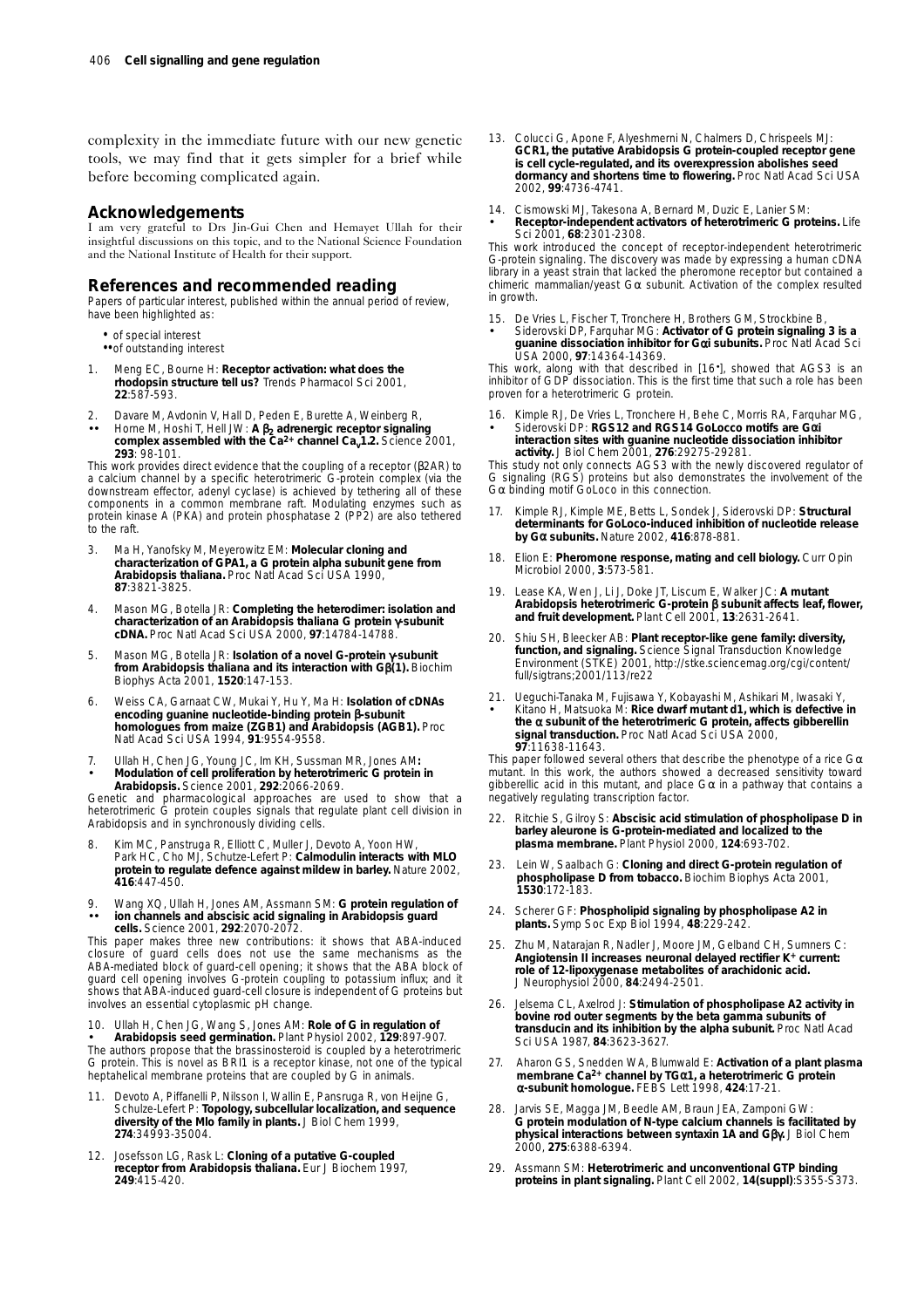complexity in the immediate future with our new genetic tools, we may find that it gets simpler for a brief while before becoming complicated again.

## Acknowledgements

I am very grateful to Drs Jin-Gui Chen and Hemayet Ullah for their insightful discussions on this topic, and to the National Science Foundation and the National Institute of Health for their support.

## References and recommended reading

Papers of particular interest, published within the annual period of review, have been highlighted as:

- • of special interest
- •• of outstanding interest

1. Meng EC, Bourne H: **Receptor activation: what does the rhodopsin structure tell us?** Trends Pharmacol Sci 2001, **22**:587-593.

2. •• Davare M, Avdonin V, Hall D, Peden E, Burette A, Weinberg R, Horne M, Hoshi T, Hell JW: **A $\beta_2$ adrenergic receptor signaling complex assembled with the $Ca^{2+}$ channel $Ca_v1.2$.** Science 2001, **293**: 98-101.

   This work provides direct evidence that the coupling of a receptor (β2AR) to a calcium channel by a specific heterotrimeric G-protein complex (via the downstream effector, adenyl cyclase) is achieved by tethering all of these components in a common membrane raft. Modulating enzymes such as protein kinase A (PKA) and protein phosphatase 2 (PP2) are also tethered to the raft.

3. Ma H, Yanofsky M, Meyerowitz EM: **Molecular cloning and characterization of GPA1, a G protein alpha subunit gene from Arabidopsis thaliana.** Proc Natl Acad Sci USA 1990, **87**:3821-3825.

4. Mason MG, Botella JR: **Completing the heterodimer: isolation and characterization of an Arabidopsis thaliana G protein γ-subunit cDNA.** Proc Natl Acad Sci USA 2000, **97**:14784-14788.

5. Mason MG, Botella JR: **Isolation of a novel G-protein γ-subunit from Arabidopsis thaliana and its interaction with Gβ(1).** Biochim Biophys Acta 2001, **1520**:147-153.

6. Weiss CA, Garnaat CW, Mukai Y, Hu Y, Ma H: **Isolation of cDNAs encoding guanine nucleotide-binding protein β-subunit homologues from maize (ZGB1) and Arabidopsis (AGB1).** Proc Natl Acad Sci USA 1994, **91**:9554-9558.

7. • Ullah H, Chen JG, Young JC, Im KH, Sussman MR, Jones AM: **Modulation of cell proliferation by heterotrimeric G protein in Arabidopsis.** Science 2001, **292**:2066-2069.

   Genetic and pharmacological approaches are used to show that a heterotrimeric G protein couples signals that regulate plant cell division in Arabidopsis and in synchronously dividing cells.

8. Kim MC, Panstruga R, Elliott C, Muller J, Devoto A, Yoon HW, Park HC, Cho MJ, Schutze-Lefert P: **Calmodulin interacts with MLO protein to regulate defence against mildew in barley.** Nature 2002, **416**:447-450.

9. •• Wang XQ, Ullah H, Jones AM, Assmann SM: **G protein regulation of ion channels and abscisic acid signaling in Arabidopsis guard cells.** Science 2001, **292**:2070-2072.

   This paper makes three new contributions: it shows that ABA-induced closure of guard cells does not use the same mechanisms as the ABA-mediated block of guard-cell opening; it shows that the ABA block of guard cell opening involves G-protein coupling to potassium influx; and it shows that ABA-induced guard-cell closure is independent of G proteins but involves an essential cytoplasmic pH change.

10. • Ullah H, Chen JG, Wang S, Jones AM: **Role of G in regulation of Arabidopsis seed germination.** Plant Physiol 2002, **129**:897-907.

    The authors propose that the brassinosteroid is coupled by a heterotrimeric G protein. This is novel as BRI1 is a receptor kinase, not one of the typical heptahelical membrane proteins that are coupled by G in animals.

11. Devoto A, Piffanelli P, Nilsson I, Wallin E, Pansruga R, von Heijne G, Schulze-Lefert P: **Topology, subcellular localization, and sequence diversity of the Mlo family in plants.** J Biol Chem 1999, **274**:34993-35004.

12. Josefsson LG, Rask L: **Cloning of a putative G-coupled receptor from Arabidopsis thaliana.** Eur J Biochem 1997, **249**:415-420.

13. Colucci G, Apone F, Alyeshmerni N, Chalmers D, Chrispeels MJ: **GCR1, the putative Arabidopsis G protein-coupled receptor gene is cell cycle-regulated, and its overexpression abolishes seed dormancy and shortens time to flowering.** Proc Natl Acad Sci USA 2002, **99**:4736-4741.

14. • Cismowski MJ, Takesona A, Bernard M, Duzic E, Lanier SM: **Receptor-independent activators of heterotrimeric G proteins.** Life Sci 2001, **68**:2301-2308.

    This work introduced the concept of receptor-independent heterotrimeric G-protein signaling. The discovery was made by expressing a human cDNA library in a yeast strain that lacked the pheromone receptor but contained a chimeric mammalian/yeast Gα subunit. Activation of the complex resulted in growth.

15. • De Vries L, Fischer T, Tronchere H, Brothers GM, Strockbine B, Siderovski DP, Farquhar MG: **Activator of G protein signaling 3 is a guanine dissociation inhibitor for Gαi subunits.** Proc Natl Acad Sci USA 2000, **97**:14364-14369.

    This work, along with that described in [16•], showed that AGS3 is an inhibitor of GDP dissociation. This is the first time that such a role has been proven for a heterotrimeric G protein.

16. • Kimple RJ, De Vries L, Tronchere H, Behe C, Morris RA, Farquhar MG, Siderovski DP: **RGS12 and RGS14 GoLocco motifs are Gαi interaction sites with guanine nucleotide dissociation inhibitor activity.** J Biol Chem 2001, **276**:29275-29281.

    This study not only connects AGS3 with the newly discovered regulator of G signaling (RGS) proteins but also demonstrates the involvement of the Gα binding motif GoLoco in this connection.

17. Kimple RJ, Kimple ME, Betts L, Sondek J, Siderovski DP: **Structural determinants for GoLoco-induced inhibition of nucleotide release by Gα subunits.** Nature 2002, **416**:878-881.

18. Elion E: **Pheromone response, mating and cell biology.** Curr Opin Microbiol 2000, **3**:573-581.

19. Lease KA, Wen J, Li J, Doke JT, Liscum E, Walker JC: **A mutant Arabidopsis heterotrimeric G-protein β subunit affects leaf, flower, and fruit development.** Plant Cell 2001, **13**:2631-2641.

20. Shiu SH, Bleecker AB: **Plant receptor-like gene family: diversity, function, and signaling.** Science Signal Transduction Knowledge Environment (STKE) 2001, http://stke.sciencemag.org/cgi/content/full/sigtrans;2001/113/re22

21. • Ueguchi-Tanaka M, Fujisawa Y, Kobayashi M, Ashikari M, Iwasaki Y, Kitano H, Matsuoka M: **Rice dwarf mutant d1, which is defective in the α subunit of the heterotrimeric G protein, affects gibberellin signal transduction.** Proc Natl Acad Sci USA 2000, **97**:11638-11643.

    This paper followed several others that describe the phenotype of a rice Gα mutant. In this work, the authors showed a decreased sensitivity toward gibberellic acid in this mutant, and place Gα in a pathway that contains a negatively regulating transcription factor.

22. Ritchie S, Gilroy S: **Abscisic acid stimulation of phospholipase D in barley aleurone is G-protein-mediated and localized to the plasma membrane.** Plant Physiol 2000, **124**:693-702.

23. Lein W, Saalbach G: **Cloning and direct G-protein regulation of phospholipase D from tobacco.** Biochim Biophys Acta 2001, **1530**:172-183.

24. Scherer GF: **Phospholipid signaling by phospholipase A2 in plants.** Symp Soc Exp Biol 1994, **48**:229-242.

25. Zhu M, Natarajan R, Nadler J, Moore JM, Gelband CH, Sumners C: **Angiotensin II increases neuronal delayed rectifier $K^+$ current: role of 12-lipoxygenase metabolites of arachidonic acid.** J Neurophysiol 2000, **84**:2494-2501.

26. Jelsema CL, Axelrod J: **Stimulation of phospholipase A2 activity in bovine rod outer segments by the beta gamma subunits of transducin and its inhibition by the alpha subunit.** Proc Natl Acad Sci USA 1987, **84**:3623-3627.

27. Aharon GS, Snedden WA, Blumwald E: **Activation of a plant plasma membrane $Ca^{2+}$ channel by TGα1, a heterotrimeric G protein α-subunit homologue.** FEBS Lett 1998, **424**:17-21.

28. Jarvis SE, Magga JM, Beedle AM, Braun JEA, Zamponi GW: **G protein modulation of N-type calcium channels is facilitated by physical interactions between syntaxin 1A and Gβγ.** J Biol Chem 2000, **275**:6388-6394.

29. Assmann SM: **Heterotrimeric and unconventional GTP binding proteins in plant signaling.** Plant Cell 2002, **14(suppl)**:S355-S373.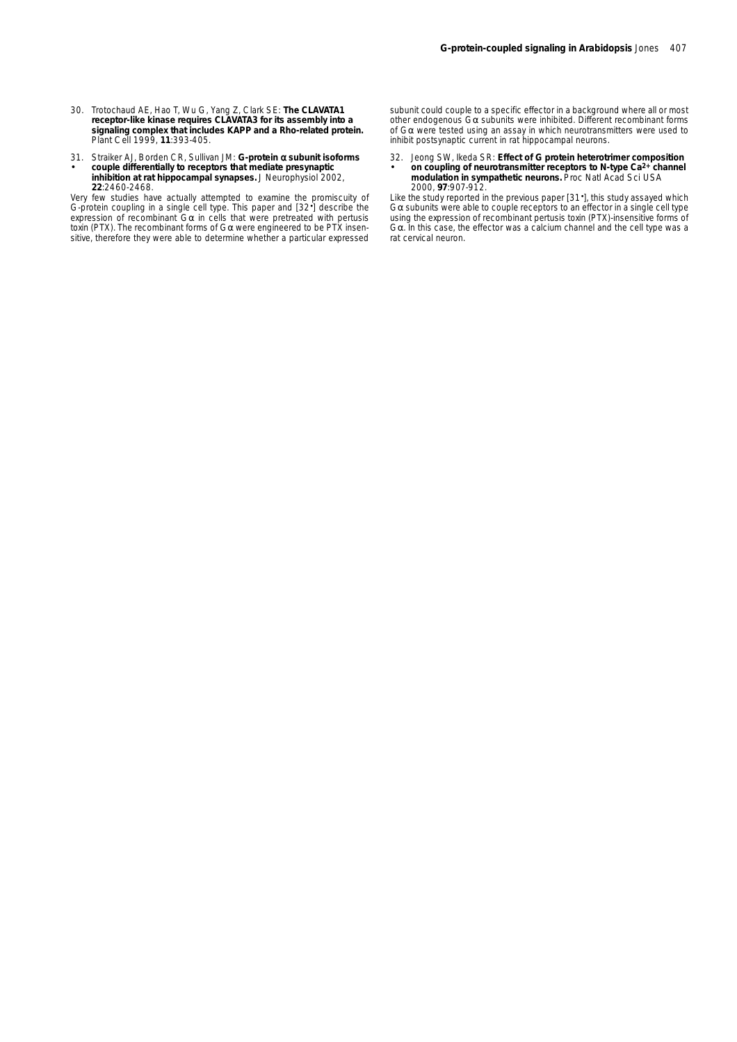30. Trotochaud AE, Hao T, Wu G, Yang Z, Clark SE: **The CLAVATA1 receptor-like kinase requires CLAVATA3 for its assembly into a signaling complex that includes KAPP and a Rho-related protein.** Plant Cell 1999, **11**:393-405.

31. • Straiker AJ, Borden CR, Sullivan JM: **G-protein α subunit isoforms couple differentially to receptors that mediate presynaptic inhibition at rat hippocampal synapses.** J Neurophysiol 2002, **22**:2460-2468.

Very few studies have actually attempted to examine the promiscuity of G-protein coupling in a single cell type. This paper and [32•] describe the expression of recombinant Gα in cells that were pretreated with pertusis toxin (PTX). The recombinant forms of Gα were engineered to be PTX insensitive, therefore they were able to determine whether a particular expressed subunit could couple to a specific effector in a background where all or most other endogenous Gα subunits were inhibited. Different recombinant forms of Gα were tested using an assay in which neurotransmitters were used to inhibit postsynaptic current in rat hippocampal neurons.

32. • Jeong SW, Ikeda SR: **Effect of G protein heterotrimer composition on coupling of neurotransmitter receptors to N-type $Ca^{2+}$ channel modulation in sympathetic neurons.** Proc Natl Acad Sci USA 2000, **97**:907-912.

Like the study reported in the previous paper [31•], this study assayed which Gα subunits were able to couple receptors to an effector in a single cell type using the expression of recombinant pertusis toxin (PTX)-insensitive forms of Gα. In this case, the effector was a calcium channel and the cell type was a rat cervical neuron.